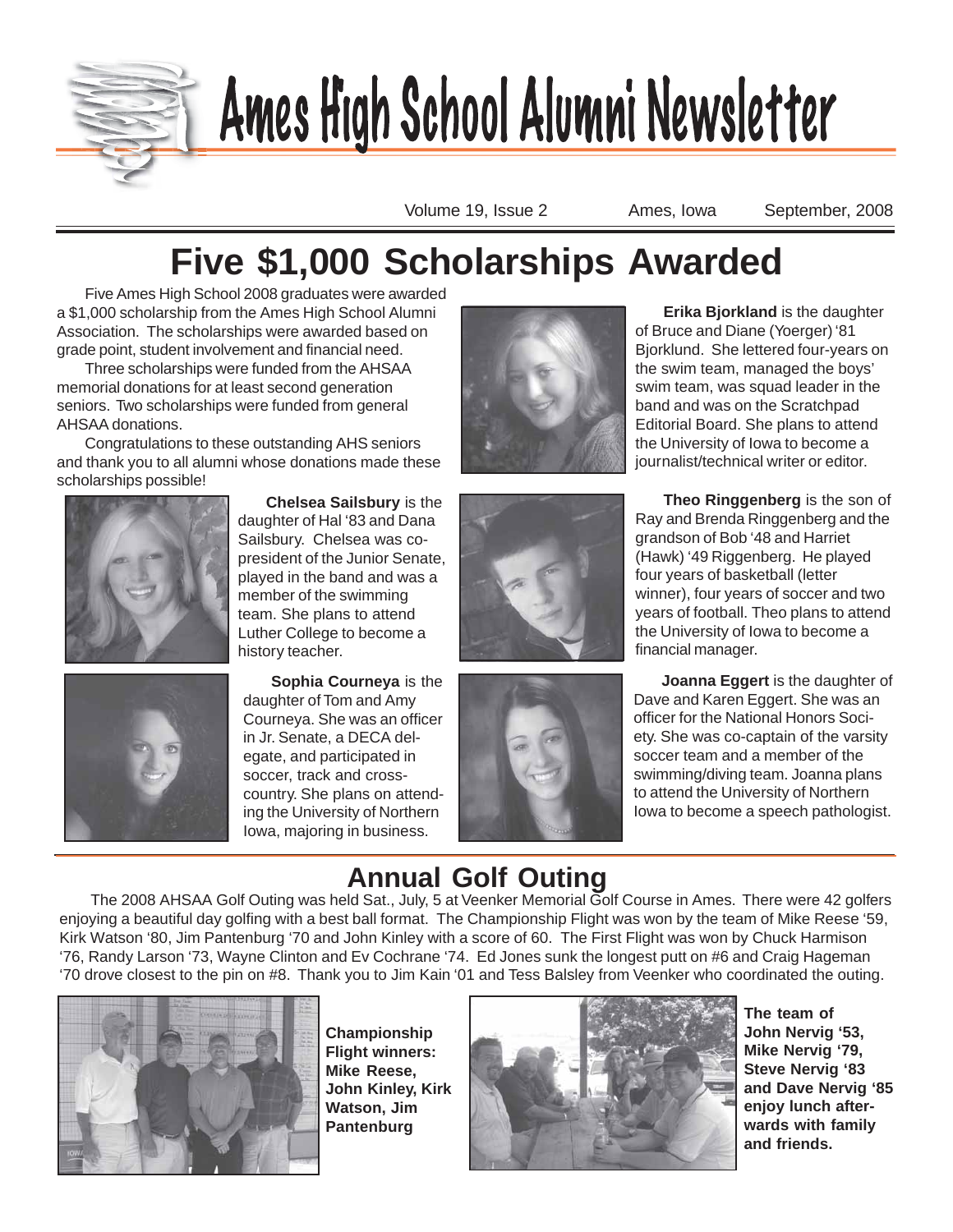# Ames High School Alumni Newsletter

Volume 19, Issue 2 Ames, Iowa September, 2008

## Five $1,000 Scholarships Awarded

Five Ames High School 2008 graduates were awarded a $1,000 scholarship from the Ames High School Alumni Association. The scholarships were awarded based on grade point, student involvement and financial need.

Three scholarships were funded from the AHSAA memorial donations for at least second generation seniors. Two scholarships were funded from general AHSAA donations.

Congratulations to these outstanding AHS seniors and thank you to all alumni whose donations made these scholarships possible!

**Chelsea Sailsbury** is the daughter of Hal '83 and Dana Sailsbury. Chelsea was co-president of the Junior Senate, played in the band and was a member of the swimming team. She plans to attend Luther College to become a history teacher.

**Sophia Courneya** is the daughter of Tom and Amy Courneya. She was an officer in Jr. Senate, a DECA delegate, and participated in soccer, track and cross-country. She plans on attending the University of Northern Iowa, majoring in business.

**Erika Bjorkland** is the daughter of Bruce and Diane (Yoerger) '81 Bjorklund. She lettered four-years on the swim team, managed the boys' swim team, was squad leader in the band and was on the Scratchpad Editorial Board. She plans to attend the University of Iowa to become a journalist/technical writer or editor.

**Theo Ringgenberg** is the son of Ray and Brenda Ringgenberg and the grandson of Bob '48 and Harriet (Hawk) '49 Riggenberg. He played four years of basketball (letter winner), four years of soccer and two years of football. Theo plans to attend the University of Iowa to become a financial manager.

**Joanna Eggert** is the daughter of Dave and Karen Eggert. She was an officer for the National Honors Society. She was co-captain of the varsity soccer team and a member of the swimming/diving team. Joanna plans to attend the University of Northern Iowa to become a speech pathologist.

## Annual Golf Outing

The 2008 AHSAA Golf Outing was held Sat., July, 5 at Veenker Memorial Golf Course in Ames. There were 42 golfers enjoying a beautiful day golfing with a best ball format. The Championship Flight was won by the team of Mike Reese '59, Kirk Watson '80, Jim Pantenburg '70 and John Kinley with a score of 60. The First Flight was won by Chuck Harmison '76, Randy Larson '73, Wayne Clinton and Ev Cochrane '74. Ed Jones sunk the longest putt on #6 and Craig Hageman '70 drove closest to the pin on #8. Thank you to Jim Kain '01 and Tess Balsley from Veenker who coordinated the outing.

**Championship Flight winners: Mike Reese, John Kinley, Kirk Watson, Jim Pantenburg**

**The team of John Nervig '53, Mike Nervig '79, Steve Nervig '83 and Dave Nervig '85 enjoy lunch afterwards with family and friends.**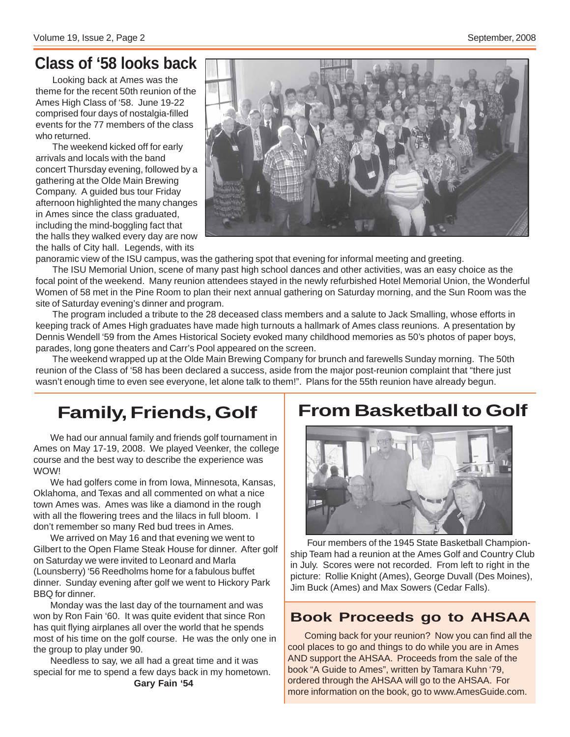## Class of '58 looks back

Looking back at Ames was the theme for the recent 50th reunion of the Ames High Class of '58. June 19-22 comprised four days of nostalgia-filled events for the 77 members of the class who returned.

The weekend kicked off for early arrivals and locals with the band concert Thursday evening, followed by a gathering at the Olde Main Brewing Company. A guided bus tour Friday afternoon highlighted the many changes in Ames since the class graduated, including the mind-boggling fact that the halls they walked every day are now the halls of City hall. Legends, with its panoramic view of the ISU campus, was the gathering spot that evening for informal meeting and greeting.

The ISU Memorial Union, scene of many past high school dances and other activities, was an easy choice as the focal point of the weekend. Many reunion attendees stayed in the newly refurbished Hotel Memorial Union, the Wonderful Women of 58 met in the Pine Room to plan their next annual gathering on Saturday morning, and the Sun Room was the site of Saturday evening's dinner and program.

The program included a tribute to the 28 deceased class members and a salute to Jack Smalling, whose efforts in keeping track of Ames High graduates have made high turnouts a hallmark of Ames class reunions. A presentation by Dennis Wendell '59 from the Ames Historical Society evoked many childhood memories as 50's photos of paper boys, parades, long gone theaters and Carr's Pool appeared on the screen.

The weekend wrapped up at the Olde Main Brewing Company for brunch and farewells Sunday morning. The 50th reunion of the Class of '58 has been declared a success, aside from the major post-reunion complaint that "there just wasn't enough time to even see everyone, let alone talk to them!". Plans for the 55th reunion have already begun.

## Family, Friends, Golf

We had our annual family and friends golf tournament in Ames on May 17-19, 2008. We played Veenker, the college course and the best way to describe the experience was WOW!

We had golfers come in from Iowa, Minnesota, Kansas, Oklahoma, and Texas and all commented on what a nice town Ames was. Ames was like a diamond in the rough with all the flowering trees and the lilacs in full bloom. I don't remember so many Red bud trees in Ames.

We arrived on May 16 and that evening we went to Gilbert to the Open Flame Steak House for dinner. After golf on Saturday we were invited to Leonard and Marla (Lounsberry) '56 Reedholms home for a fabulous buffet dinner. Sunday evening after golf we went to Hickory Park BBQ for dinner.

Monday was the last day of the tournament and was won by Ron Fain '60. It was quite evident that since Ron has quit flying airplanes all over the world that he spends most of his time on the golf course. He was the only one in the group to play under 90.

Needless to say, we all had a great time and it was special for me to spend a few days back in my hometown.

**Gary Fain '54**

## From Basketball to Golf

Four members of the 1945 State Basketball Championship Team had a reunion at the Ames Golf and Country Club in July. Scores were not recorded. From left to right in the picture: Rollie Knight (Ames), George Duvall (Des Moines), Jim Buck (Ames) and Max Sowers (Cedar Falls).

### Book Proceeds go to AHSAA

Coming back for your reunion? Now you can find all the cool places to go and things to do while you are in Ames AND support the AHSAA. Proceeds from the sale of the book "A Guide to Ames", written by Tamara Kuhn '79, ordered through the AHSAA will go to the AHSAA. For more information on the book, go to www.AmesGuide.com.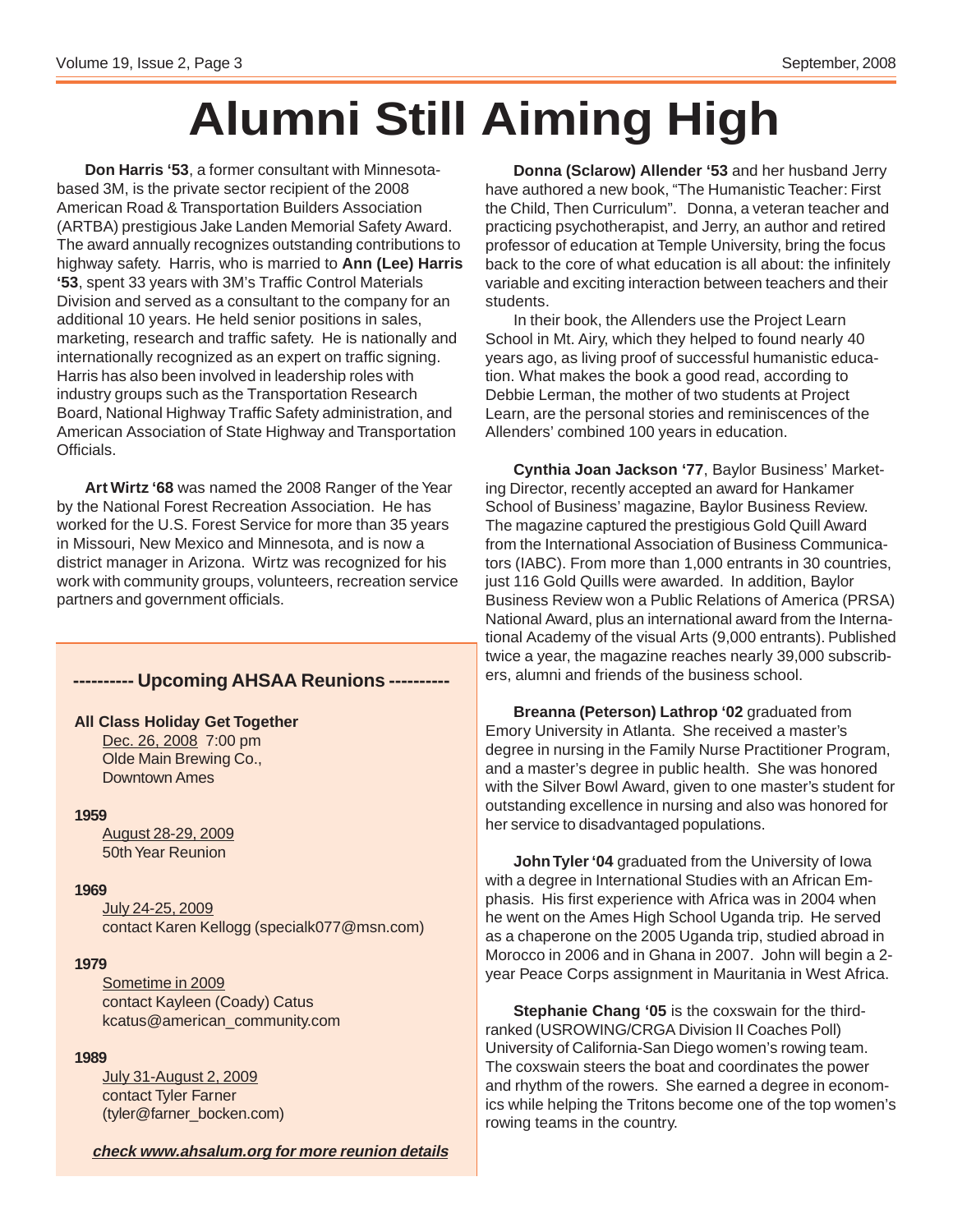# Alumni Still Aiming High

**Don Harris '53**, a former consultant with Minnesota-based 3M, is the private sector recipient of the 2008 American Road & Transportation Builders Association (ARTBA) prestigious Jake Landen Memorial Safety Award. The award annually recognizes outstanding contributions to highway safety. Harris, who is married to **Ann (Lee) Harris '53**, spent 33 years with 3M's Traffic Control Materials Division and served as a consultant to the company for an additional 10 years. He held senior positions in sales, marketing, research and traffic safety. He is nationally and internationally recognized as an expert on traffic signing. Harris has also been involved in leadership roles with industry groups such as the Transportation Research Board, National Highway Traffic Safety administration, and American Association of State Highway and Transportation Officials.

**Art Wirtz '68** was named the 2008 Ranger of the Year by the National Forest Recreation Association. He has worked for the U.S. Forest Service for more than 35 years in Missouri, New Mexico and Minnesota, and is now a district manager in Arizona. Wirtz was recognized for his work with community groups, volunteers, recreation service partners and government officials.

## ---------- Upcoming AHSAA Reunions ----------

**All Class Holiday Get Together**
Dec. 26, 2008 7:00 pm
Olde Main Brewing Co.,
Downtown Ames

**1959**
August 28-29, 2009
50th Year Reunion

**1969**
July 24-25, 2009
contact Karen Kellogg (specialk077@msn.com)

**1979**
Sometime in 2009
contact Kayleen (Coady) Catus
kcatus@american_community.com

**1989**
July 31-August 2, 2009
contact Tyler Farner
(tyler@farner_bocken.com)

***check www.ahsalum.org for more reunion details***

**Donna (Sclarow) Allender '53** and her husband Jerry have authored a new book, "The Humanistic Teacher: First the Child, Then Curriculum". Donna, a veteran teacher and practicing psychotherapist, and Jerry, an author and retired professor of education at Temple University, bring the focus back to the core of what education is all about: the infinitely variable and exciting interaction between teachers and their students.

In their book, the Allenders use the Project Learn School in Mt. Airy, which they helped to found nearly 40 years ago, as living proof of successful humanistic education. What makes the book a good read, according to Debbie Lerman, the mother of two students at Project Learn, are the personal stories and reminiscences of the Allenders' combined 100 years in education.

**Cynthia Joan Jackson '77**, Baylor Business' Marketing Director, recently accepted an award for Hankamer School of Business' magazine, Baylor Business Review. The magazine captured the prestigious Gold Quill Award from the International Association of Business Communicators (IABC). From more than 1,000 entrants in 30 countries, just 116 Gold Quills were awarded. In addition, Baylor Business Review won a Public Relations of America (PRSA) National Award, plus an international award from the International Academy of the visual Arts (9,000 entrants). Published twice a year, the magazine reaches nearly 39,000 subscribers, alumni and friends of the business school.

**Breanna (Peterson) Lathrop '02** graduated from Emory University in Atlanta. She received a master's degree in nursing in the Family Nurse Practitioner Program, and a master's degree in public health. She was honored with the Silver Bowl Award, given to one master's student for outstanding excellence in nursing and also was honored for her service to disadvantaged populations.

**John Tyler '04** graduated from the University of Iowa with a degree in International Studies with an African Emphasis. His first experience with Africa was in 2004 when he went on the Ames High School Uganda trip. He served as a chaperone on the 2005 Uganda trip, studied abroad in Morocco in 2006 and in Ghana in 2007. John will begin a 2-year Peace Corps assignment in Mauritania in West Africa.

**Stephanie Chang '05** is the coxswain for the third-ranked (USROWING/CRGA Division II Coaches Poll) University of California-San Diego women's rowing team. The coxswain steers the boat and coordinates the power and rhythm of the rowers. She earned a degree in economics while helping the Tritons become one of the top women's rowing teams in the country.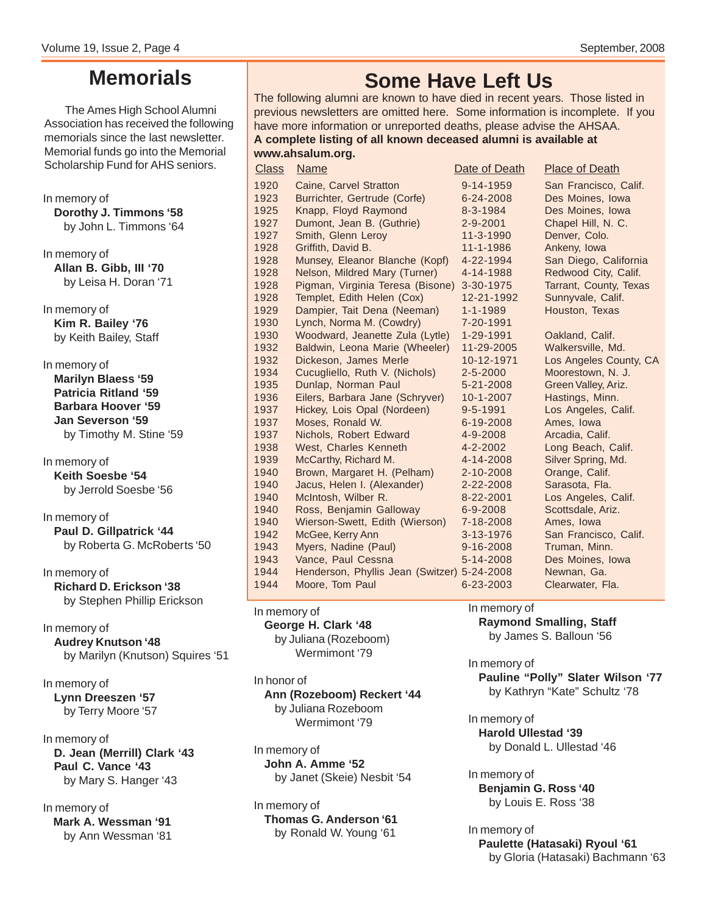# Memorials

The Ames High School Alumni Association has received the following memorials since the last newsletter. Memorial funds go into the Memorial Scholarship Fund for AHS seniors.

In memory of
**Dorothy J. Timmons '58**
by John L. Timmons '64

In memory of
**Allan B. Gibb, III '70**
by Leisa H. Doran '71

In memory of
**Kim R. Bailey '76**
by Keith Bailey, Staff

In memory of
**Marilyn Blaess '59**
**Patricia Ritland '59**
**Barbara Hoover '59**
**Jan Severson '59**
by Timothy M. Stine '59

In memory of
**Keith Soesbe '54**
by Jerrold Soesbe '56

In memory of
**Paul D. Gillpatrick '44**
by Roberta G. McRoberts '50

In memory of
**Richard D. Erickson '38**
by Stephen Phillip Erickson

In memory of
**Audrey Knutson '48**
by Marilyn (Knutson) Squires '51

In memory of
**Lynn Dreeszen '57**
by Terry Moore '57

In memory of
**D. Jean (Merrill) Clark '43**
**Paul C. Vance '43**
by Mary S. Hanger '43

In memory of
**Mark A. Wessman '91**
by Ann Wessman '81

# Some Have Left Us

The following alumni are known to have died in recent years. Those listed in previous newsletters are omitted here. Some information is incomplete. If you have more information or unreported deaths, please advise the AHSAA.
**A complete listing of all known deceased alumni is available at www.ahsalum.org.**

| Class | Name | Date of Death | Place of Death |
|---|---|---|---|
| 1920 | Caine, Carvel Stratton | 9-14-1959 | San Francisco, Calif. |
| 1923 | Burrichter, Gertrude (Corfe) | 6-24-2008 | Des Moines, Iowa |
| 1925 | Knapp, Floyd Raymond | 8-3-1984 | Des Moines, Iowa |
| 1927 | Dumont, Jean B. (Guthrie) | 2-9-2001 | Chapel Hill, N. C. |
| 1927 | Smith, Glenn Leroy | 11-3-1990 | Denver, Colo. |
| 1928 | Griffith, David B. | 11-1-1986 | Ankeny, Iowa |
| 1928 | Munsey, Eleanor Blanche (Kopf) | 4-22-1994 | San Diego, California |
| 1928 | Nelson, Mildred Mary (Turner) | 4-14-1988 | Redwood City, Calif. |
| 1928 | Pigman, Virginia Teresa (Bisone) | 3-30-1975 | Tarrant, County, Texas |
| 1928 | Templet, Edith Helen (Cox) | 12-21-1992 | Sunnyvale, Calif. |
| 1929 | Dampier, Tait Dena (Neeman) | 1-1-1989 | Houston, Texas |
| 1930 | Lynch, Norma M. (Cowdry) | 7-20-1991 | |
| 1930 | Woodward, Jeanette Zula (Lytle) | 1-29-1991 | Oakland, Calif. |
| 1932 | Baldwin, Leona Marie (Wheeler) | 11-29-2005 | Walkersville, Md. |
| 1932 | Dickeson, James Merle | 10-12-1971 | Los Angeles County, CA |
| 1934 | Cucugliello, Ruth V. (Nichols) | 2-5-2000 | Moorestown, N. J. |
| 1935 | Dunlap, Norman Paul | 5-21-2008 | Green Valley, Ariz. |
| 1936 | Eilers, Barbara Jane (Schryver) | 10-1-2007 | Hastings, Minn. |
| 1937 | Hickey, Lois Opal (Nordeen) | 9-5-1991 | Los Angeles, Calif. |
| 1937 | Moses, Ronald W. | 6-19-2008 | Ames, Iowa |
| 1937 | Nichols, Robert Edward | 4-9-2008 | Arcadia, Calif. |
| 1938 | West, Charles Kenneth | 4-2-2002 | Long Beach, Calif. |
| 1939 | McCarthy, Richard M. | 4-14-2008 | Silver Spring, Md. |
| 1940 | Brown, Margaret H. (Pelham) | 2-10-2008 | Orange, Calif. |
| 1940 | Jacus, Helen I. (Alexander) | 2-22-2008 | Sarasota, Fla. |
| 1940 | McIntosh, Wilber R. | 8-22-2001 | Los Angeles, Calif. |
| 1940 | Ross, Benjamin Galloway | 6-9-2008 | Scottsdale, Ariz. |
| 1940 | Wierson-Swett, Edith (Wierson) | 7-18-2008 | Ames, Iowa |
| 1942 | McGee, Kerry Ann | 3-13-1976 | San Francisco, Calif. |
| 1943 | Myers, Nadine (Paul) | 9-16-2008 | Truman, Minn. |
| 1943 | Vance, Paul Cessna | 5-14-2008 | Des Moines, Iowa |
| 1944 | Henderson, Phyllis Jean (Switzer) | 5-24-2008 | Newnan, Ga. |
| 1944 | Moore, Tom Paul | 6-23-2003 | Clearwater, Fla. |

In memory of
**George H. Clark '48**
by Juliana (Rozeboom) Wermimont '79

In honor of
**Ann (Rozeboom) Reckert '44**
by Juliana Rozeboom Wermimont '79

In memory of
**John A. Amme '52**
by Janet (Skeie) Nesbit '54

In memory of
**Thomas G. Anderson '61**
by Ronald W. Young '61

In memory of
**Raymond Smalling, Staff**
by James S. Balloun '56

In memory of
**Pauline "Polly" Slater Wilson '77**
by Kathryn "Kate" Schultz '78

In memory of
**Harold Ullestad '39**
by Donald L. Ullestad '46

In memory of
**Benjamin G. Ross '40**
by Louis E. Ross '38

In memory of
**Paulette (Hatasaki) Ryoul '61**
by Gloria (Hatasaki) Bachmann '63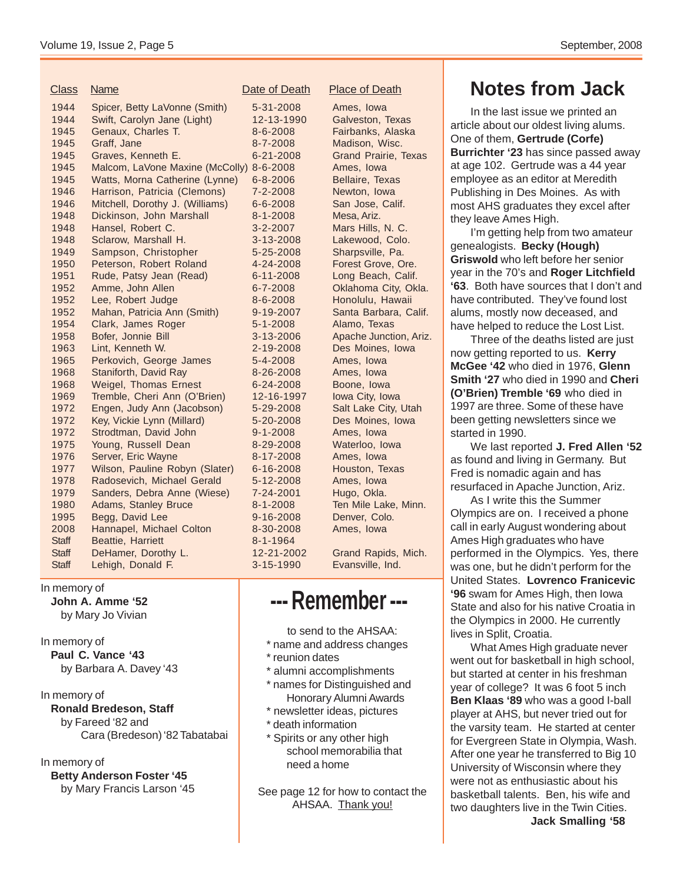| Class | Name | Date of Death | Place of Death |
|---|---|---|---|
| 1944 | Spicer, Betty LaVonne (Smith) | 5-31-2008 | Ames, Iowa |
| 1944 | Swift, Carolyn Jane (Light) | 12-13-1990 | Galveston, Texas |
| 1945 | Genaux, Charles T. | 8-6-2008 | Fairbanks, Alaska |
| 1945 | Graff, Jane | 8-7-2008 | Madison, Wisc. |
| 1945 | Graves, Kenneth E. | 6-21-2008 | Grand Prairie, Texas |
| 1945 | Malcom, LaVone Maxine (McColly) | 8-6-2008 | Ames, Iowa |
| 1945 | Watts, Morna Catherine (Lynne) | 6-8-2006 | Bellaire, Texas |
| 1946 | Harrison, Patricia (Clemons) | 7-2-2008 | Newton, Iowa |
| 1946 | Mitchell, Dorothy J. (Williams) | 6-6-2008 | San Jose, Calif. |
| 1948 | Dickinson, John Marshall | 8-1-2008 | Mesa, Ariz. |
| 1948 | Hansel, Robert C. | 3-2-2007 | Mars Hills, N. C. |
| 1948 | Sclarow, Marshall H. | 3-13-2008 | Lakewood, Colo. |
| 1949 | Sampson, Christopher | 5-25-2008 | Sharpsville, Pa. |
| 1950 | Peterson, Robert Roland | 4-24-2008 | Forest Grove, Ore. |
| 1951 | Rude, Patsy Jean (Read) | 6-11-2008 | Long Beach, Calif. |
| 1952 | Amme, John Allen | 6-7-2008 | Oklahoma City, Okla. |
| 1952 | Lee, Robert Judge | 8-6-2008 | Honolulu, Hawaii |
| 1952 | Mahan, Patricia Ann (Smith) | 9-19-2007 | Santa Barbara, Calif. |
| 1954 | Clark, James Roger | 5-1-2008 | Alamo, Texas |
| 1958 | Bofer, Jonnie Bill | 3-13-2006 | Apache Junction, Ariz. |
| 1963 | Lint, Kenneth W. | 2-19-2008 | Des Moines, Iowa |
| 1965 | Perkovich, George James | 5-4-2008 | Ames, Iowa |
| 1968 | Staniforth, David Ray | 8-26-2008 | Ames, Iowa |
| 1968 | Weigel, Thomas Ernest | 6-24-2008 | Boone, Iowa |
| 1969 | Tremble, Cheri Ann (O'Brien) | 12-16-1997 | Iowa City, Iowa |
| 1972 | Engen, Judy Ann (Jacobson) | 5-29-2008 | Salt Lake City, Utah |
| 1972 | Key, Vickie Lynn (Millard) | 5-20-2008 | Des Moines, Iowa |
| 1972 | Strodtman, David John | 9-1-2008 | Ames, Iowa |
| 1975 | Young, Russell Dean | 8-29-2008 | Waterloo, Iowa |
| 1976 | Server, Eric Wayne | 8-17-2008 | Ames, Iowa |
| 1977 | Wilson, Pauline Robyn (Slater) | 6-16-2008 | Houston, Texas |
| 1978 | Radosevich, Michael Gerald | 5-12-2008 | Ames, Iowa |
| 1979 | Sanders, Debra Anne (Wiese) | 7-24-2001 | Hugo, Okla. |
| 1980 | Adams, Stanley Bruce | 8-1-2008 | Ten Mile Lake, Minn. |
| 1995 | Begg, David Lee | 9-16-2008 | Denver, Colo. |
| 2008 | Hannapel, Michael Colton | 8-30-2008 | Ames, Iowa |
| Staff | Beattie, Harriett | 8-1-1964 | |
| Staff | DeHamer, Dorothy L. | 12-21-2002 | Grand Rapids, Mich. |
| Staff | Lehigh, Donald F. | 3-15-1990 | Evansville, Ind. |

In memory of
**John A. Amme '52**
by Mary Jo Vivian

In memory of
**Paul C. Vance '43**
by Barbara A. Davey '43

In memory of
**Ronald Bredeson, Staff**
by Fareed '82 and Cara (Bredeson) '82 Tabatabai

In memory of
**Betty Anderson Foster '45**
by Mary Francis Larson '45

## --- Remember ---

to send to the AHSAA:

* name and address changes
* reunion dates
* alumni accomplishments
* names for Distinguished and Honorary Alumni Awards
* newsletter ideas, pictures
* death information
* Spirits or any other high school memorabilia that need a home

See page 12 for how to contact the AHSAA. Thank you!

# Notes from Jack

In the last issue we printed an article about our oldest living alums. One of them, **Gertrude (Corfe) Burrichter '23** has since passed away at age 102. Gertrude was a 44 year employee as an editor at Meredith Publishing in Des Moines. As with most AHS graduates they excel after they leave Ames High.

I'm getting help from two amateur genealogists. **Becky (Hough) Griswold** who left before her senior year in the 70's and **Roger Litchfield '63**. Both have sources that I don't and have contributed. They've found lost alums, mostly now deceased, and have helped to reduce the Lost List.

Three of the deaths listed are just now getting reported to us. **Kerry McGee '42** who died in 1976, **Glenn Smith '27** who died in 1990 and **Cheri (O'Brien) Tremble '69** who died in 1997 are three. Some of these have been getting newsletters since we started in 1990.

We last reported **J. Fred Allen '52** as found and living in Germany. But Fred is nomadic again and has resurfaced in Apache Junction, Ariz.

As I write this the Summer Olympics are on. I received a phone call in early August wondering about Ames High graduates who have performed in the Olympics. Yes, there was one, but he didn't perform for the United States. **Lovrenco Franicevic '96** swam for Ames High, then Iowa State and also for his native Croatia in the Olympics in 2000. He currently lives in Split, Croatia.

What Ames High graduate never went out for basketball in high school, but started at center in his freshman year of college? It was 6 foot 5 inch **Ben Klaas '89** who was a good I-ball player at AHS, but never tried out for the varsity team. He started at center for Evergreen State in Olympia, Wash. After one year he transferred to Big 10 University of Wisconsin where they were not as enthusiastic about his basketball talents. Ben, his wife and two daughters live in the Twin Cities.

**Jack Smalling '58**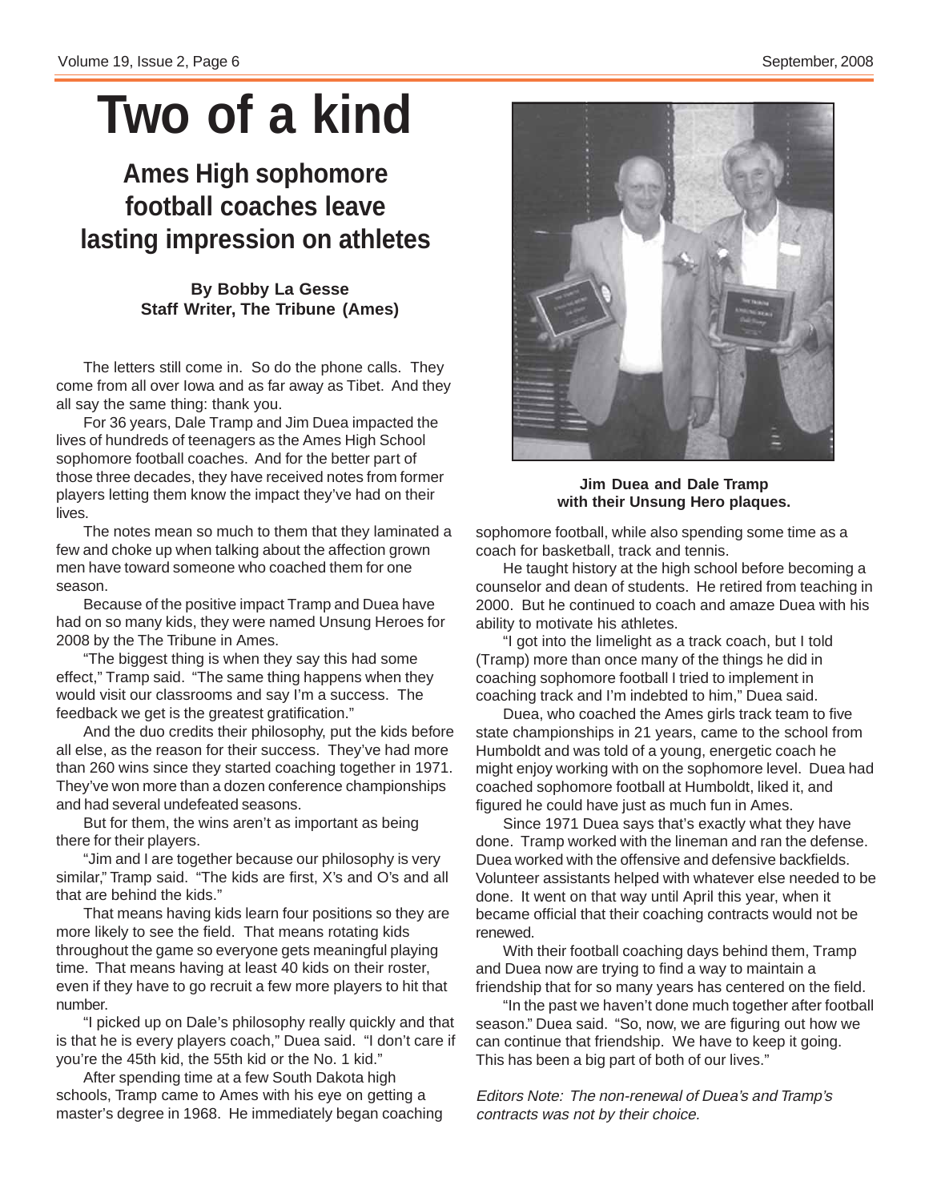# Two of a kind

## Ames High sophomore football coaches leave lasting impression on athletes

**By Bobby La Gesse**
**Staff Writer, The Tribune (Ames)**

The letters still come in. So do the phone calls. They come from all over Iowa and as far away as Tibet. And they all say the same thing: thank you.

For 36 years, Dale Tramp and Jim Duea impacted the lives of hundreds of teenagers as the Ames High School sophomore football coaches. And for the better part of those three decades, they have received notes from former players letting them know the impact they've had on their lives.

The notes mean so much to them that they laminated a few and choke up when talking about the affection grown men have toward someone who coached them for one season.

Because of the positive impact Tramp and Duea have had on so many kids, they were named Unsung Heroes for 2008 by the The Tribune in Ames.

"The biggest thing is when they say this had some effect," Tramp said. "The same thing happens when they would visit our classrooms and say I'm a success. The feedback we get is the greatest gratification."

And the duo credits their philosophy, put the kids before all else, as the reason for their success. They've had more than 260 wins since they started coaching together in 1971. They've won more than a dozen conference championships and had several undefeated seasons.

But for them, the wins aren't as important as being there for their players.

"Jim and I are together because our philosophy is very similar," Tramp said. "The kids are first, X's and O's and all that are behind the kids."

That means having kids learn four positions so they are more likely to see the field. That means rotating kids throughout the game so everyone gets meaningful playing time. That means having at least 40 kids on their roster, even if they have to go recruit a few more players to hit that number.

"I picked up on Dale's philosophy really quickly and that is that he is every players coach," Duea said. "I don't care if you're the 45th kid, the 55th kid or the No. 1 kid."

After spending time at a few South Dakota high schools, Tramp came to Ames with his eye on getting a master's degree in 1968. He immediately began coaching sophomore football, while also spending some time as a coach for basketball, track and tennis.

**Jim Duea and Dale Tramp with their Unsung Hero plaques.**

He taught history at the high school before becoming a counselor and dean of students. He retired from teaching in 2000. But he continued to coach and amaze Duea with his ability to motivate his athletes.

"I got into the limelight as a track coach, but I told (Tramp) more than once many of the things he did in coaching sophomore football I tried to implement in coaching track and I'm indebted to him," Duea said.

Duea, who coached the Ames girls track team to five state championships in 21 years, came to the school from Humboldt and was told of a young, energetic coach he might enjoy working with on the sophomore level. Duea had coached sophomore football at Humboldt, liked it, and figured he could have just as much fun in Ames.

Since 1971 Duea says that's exactly what they have done. Tramp worked with the lineman and ran the defense. Duea worked with the offensive and defensive backfields. Volunteer assistants helped with whatever else needed to be done. It went on that way until April this year, when it became official that their coaching contracts would not be renewed.

With their football coaching days behind them, Tramp and Duea now are trying to find a way to maintain a friendship that for so many years has centered on the field.

"In the past we haven't done much together after football season." Duea said. "So, now, we are figuring out how we can continue that friendship. We have to keep it going. This has been a big part of both of our lives."

*Editors Note: The non-renewal of Duea's and Tramp's contracts was not by their choice.*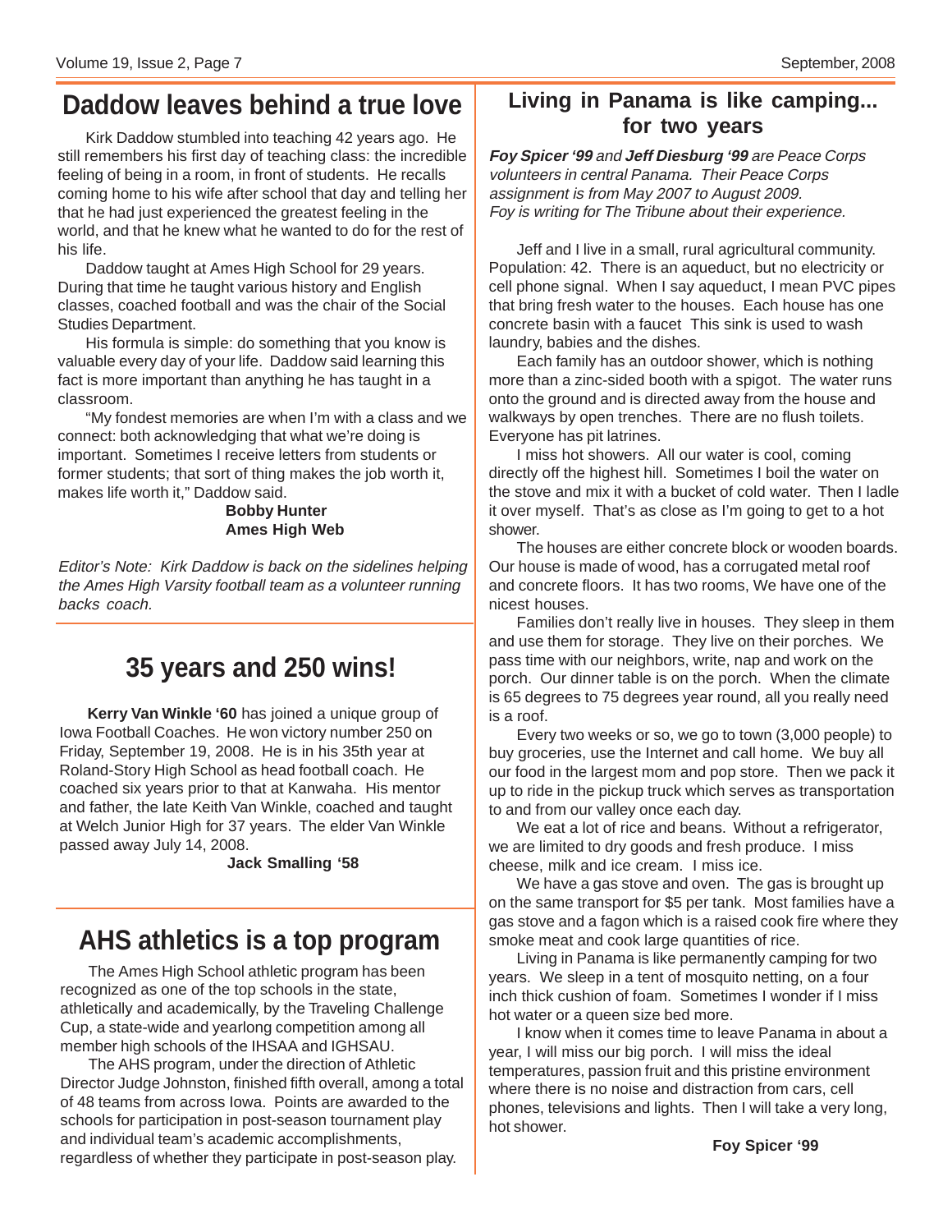## Daddow leaves behind a true love

Kirk Daddow stumbled into teaching 42 years ago. He still remembers his first day of teaching class: the incredible feeling of being in a room, in front of students. He recalls coming home to his wife after school that day and telling her that he had just experienced the greatest feeling in the world, and that he knew what he wanted to do for the rest of his life.

Daddow taught at Ames High School for 29 years. During that time he taught various history and English classes, coached football and was the chair of the Social Studies Department.

His formula is simple: do something that you know is valuable every day of your life. Daddow said learning this fact is more important than anything he has taught in a classroom.

"My fondest memories are when I'm with a class and we connect: both acknowledging that what we're doing is important. Sometimes I receive letters from students or former students; that sort of thing makes the job worth it, makes life worth it," Daddow said.

**Bobby Hunter**
**Ames High Web**

*Editor's Note: Kirk Daddow is back on the sidelines helping the Ames High Varsity football team as a volunteer running backs coach.*

## 35 years and 250 wins!

**Kerry Van Winkle '60** has joined a unique group of Iowa Football Coaches. He won victory number 250 on Friday, September 19, 2008. He is in his 35th year at Roland-Story High School as head football coach. He coached six years prior to that at Kanwaha. His mentor and father, the late Keith Van Winkle, coached and taught at Welch Junior High for 37 years. The elder Van Winkle passed away July 14, 2008.

**Jack Smalling '58**

## AHS athletics is a top program

The Ames High School athletic program has been recognized as one of the top schools in the state, athletically and academically, by the Traveling Challenge Cup, a state-wide and yearlong competition among all member high schools of the IHSAA and IGHSAU.

The AHS program, under the direction of Athletic Director Judge Johnston, finished fifth overall, among a total of 48 teams from across Iowa. Points are awarded to the schools for participation in post-season tournament play and individual team's academic accomplishments, regardless of whether they participate in post-season play.

## Living in Panama is like camping... for two years

***Foy Spicer '99** and **Jeff Diesburg '99** are Peace Corps volunteers in central Panama. Their Peace Corps assignment is from May 2007 to August 2009. Foy is writing for The Tribune about their experience.*

Jeff and I live in a small, rural agricultural community. Population: 42. There is an aqueduct, but no electricity or cell phone signal. When I say aqueduct, I mean PVC pipes that bring fresh water to the houses. Each house has one concrete basin with a faucet This sink is used to wash laundry, babies and the dishes.

Each family has an outdoor shower, which is nothing more than a zinc-sided booth with a spigot. The water runs onto the ground and is directed away from the house and walkways by open trenches. There are no flush toilets. Everyone has pit latrines.

I miss hot showers. All our water is cool, coming directly off the highest hill. Sometimes I boil the water on the stove and mix it with a bucket of cold water. Then I ladle it over myself. That's as close as I'm going to get to a hot shower.

The houses are either concrete block or wooden boards. Our house is made of wood, has a corrugated metal roof and concrete floors. It has two rooms, We have one of the nicest houses.

Families don't really live in houses. They sleep in them and use them for storage. They live on their porches. We pass time with our neighbors, write, nap and work on the porch. Our dinner table is on the porch. When the climate is 65 degrees to 75 degrees year round, all you really need is a roof.

Every two weeks or so, we go to town (3,000 people) to buy groceries, use the Internet and call home. We buy all our food in the largest mom and pop store. Then we pack it up to ride in the pickup truck which serves as transportation to and from our valley once each day.

We eat a lot of rice and beans. Without a refrigerator, we are limited to dry goods and fresh produce. I miss cheese, milk and ice cream. I miss ice.

We have a gas stove and oven. The gas is brought up on the same transport for $5 per tank. Most families have a gas stove and a fagon which is a raised cook fire where they smoke meat and cook large quantities of rice.

Living in Panama is like permanently camping for two years. We sleep in a tent of mosquito netting, on a four inch thick cushion of foam. Sometimes I wonder if I miss hot water or a queen size bed more.

I know when it comes time to leave Panama in about a year, I will miss our big porch. I will miss the ideal temperatures, passion fruit and this pristine environment where there is no noise and distraction from cars, cell phones, televisions and lights. Then I will take a very long, hot shower.

**Foy Spicer '99**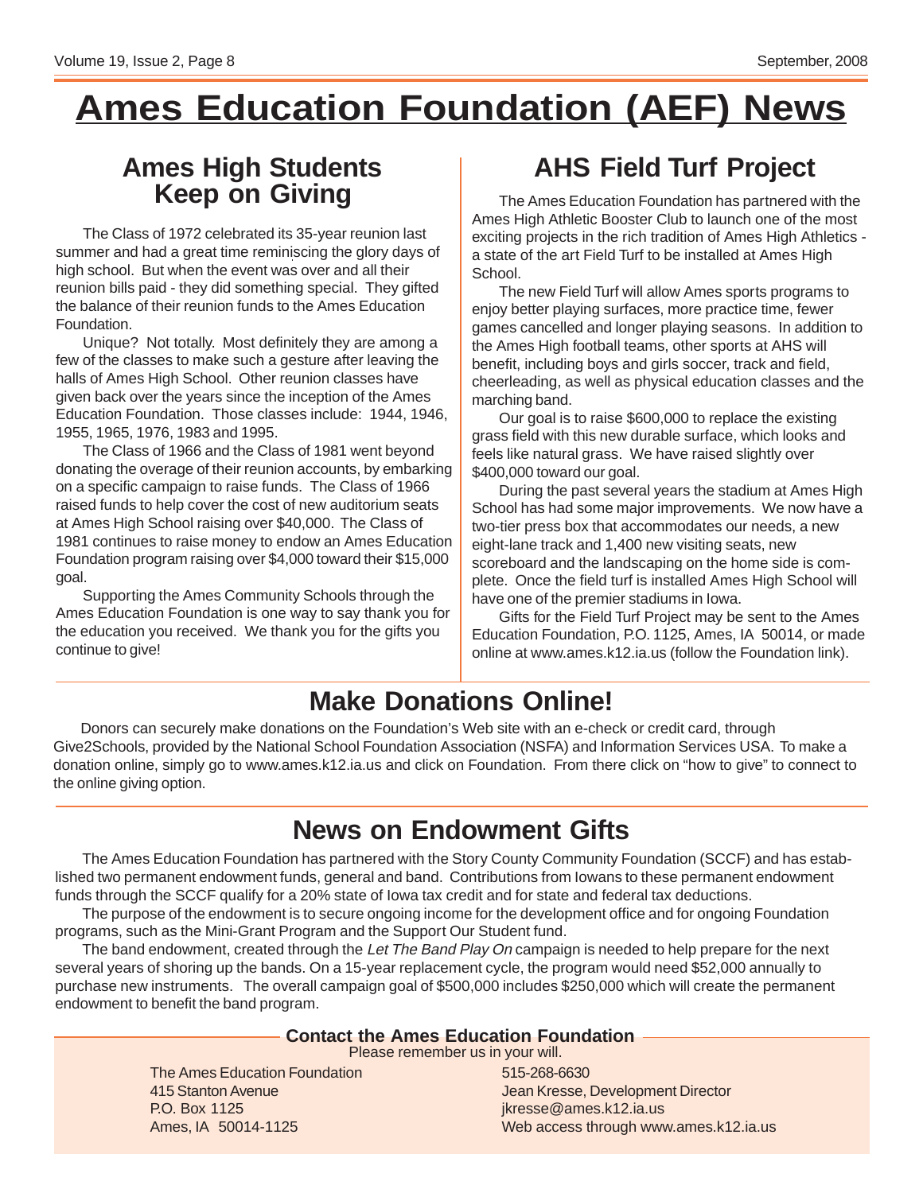# Ames Education Foundation (AEF) News

## Ames High Students Keep on Giving

The Class of 1972 celebrated its 35-year reunion last summer and had a great time reminiscing the glory days of high school. But when the event was over and all their reunion bills paid - they did something special. They gifted the balance of their reunion funds to the Ames Education Foundation.

Unique? Not totally. Most definitely they are among a few of the classes to make such a gesture after leaving the halls of Ames High School. Other reunion classes have given back over the years since the inception of the Ames Education Foundation. Those classes include: 1944, 1946, 1955, 1965, 1976, 1983 and 1995.

The Class of 1966 and the Class of 1981 went beyond donating the overage of their reunion accounts, by embarking on a specific campaign to raise funds. The Class of 1966 raised funds to help cover the cost of new auditorium seats at Ames High School raising over $40,000. The Class of 1981 continues to raise money to endow an Ames Education Foundation program raising over $4,000 toward their $15,000 goal.

Supporting the Ames Community Schools through the Ames Education Foundation is one way to say thank you for the education you received. We thank you for the gifts you continue to give!

## AHS Field Turf Project

The Ames Education Foundation has partnered with the Ames High Athletic Booster Club to launch one of the most exciting projects in the rich tradition of Ames High Athletics - a state of the art Field Turf to be installed at Ames High School.

The new Field Turf will allow Ames sports programs to enjoy better playing surfaces, more practice time, fewer games cancelled and longer playing seasons. In addition to the Ames High football teams, other sports at AHS will benefit, including boys and girls soccer, track and field, cheerleading, as well as physical education classes and the marching band.

Our goal is to raise $600,000 to replace the existing grass field with this new durable surface, which looks and feels like natural grass. We have raised slightly over $400,000 toward our goal.

During the past several years the stadium at Ames High School has had some major improvements. We now have a two-tier press box that accommodates our needs, a new eight-lane track and 1,400 new visiting seats, new scoreboard and the landscaping on the home side is complete. Once the field turf is installed Ames High School will have one of the premier stadiums in Iowa.

Gifts for the Field Turf Project may be sent to the Ames Education Foundation, P.O. 1125, Ames, IA 50014, or made online at www.ames.k12.ia.us (follow the Foundation link).

## Make Donations Online!

Donors can securely make donations on the Foundation's Web site with an e-check or credit card, through Give2Schools, provided by the National School Foundation Association (NSFA) and Information Services USA. To make a donation online, simply go to www.ames.k12.ia.us and click on Foundation. From there click on "how to give" to connect to the online giving option.

## News on Endowment Gifts

The Ames Education Foundation has partnered with the Story County Community Foundation (SCCF) and has established two permanent endowment funds, general and band. Contributions from Iowans to these permanent endowment funds through the SCCF qualify for a 20% state of Iowa tax credit and for state and federal tax deductions.

The purpose of the endowment is to secure ongoing income for the development office and for ongoing Foundation programs, such as the Mini-Grant Program and the Support Our Student fund.

The band endowment, created through the *Let The Band Play On* campaign is needed to help prepare for the next several years of shoring up the bands. On a 15-year replacement cycle, the program would need $52,000 annually to purchase new instruments. The overall campaign goal of $500,000 includes $250,000 which will create the permanent endowment to benefit the band program.

### Contact the Ames Education Foundation

Please remember us in your will.

The Ames Education Foundation
415 Stanton Avenue
P.O. Box 1125
Ames, IA 50014-1125

515-268-6630
Jean Kresse, Development Director
jkresse@ames.k12.ia.us
Web access through www.ames.k12.ia.us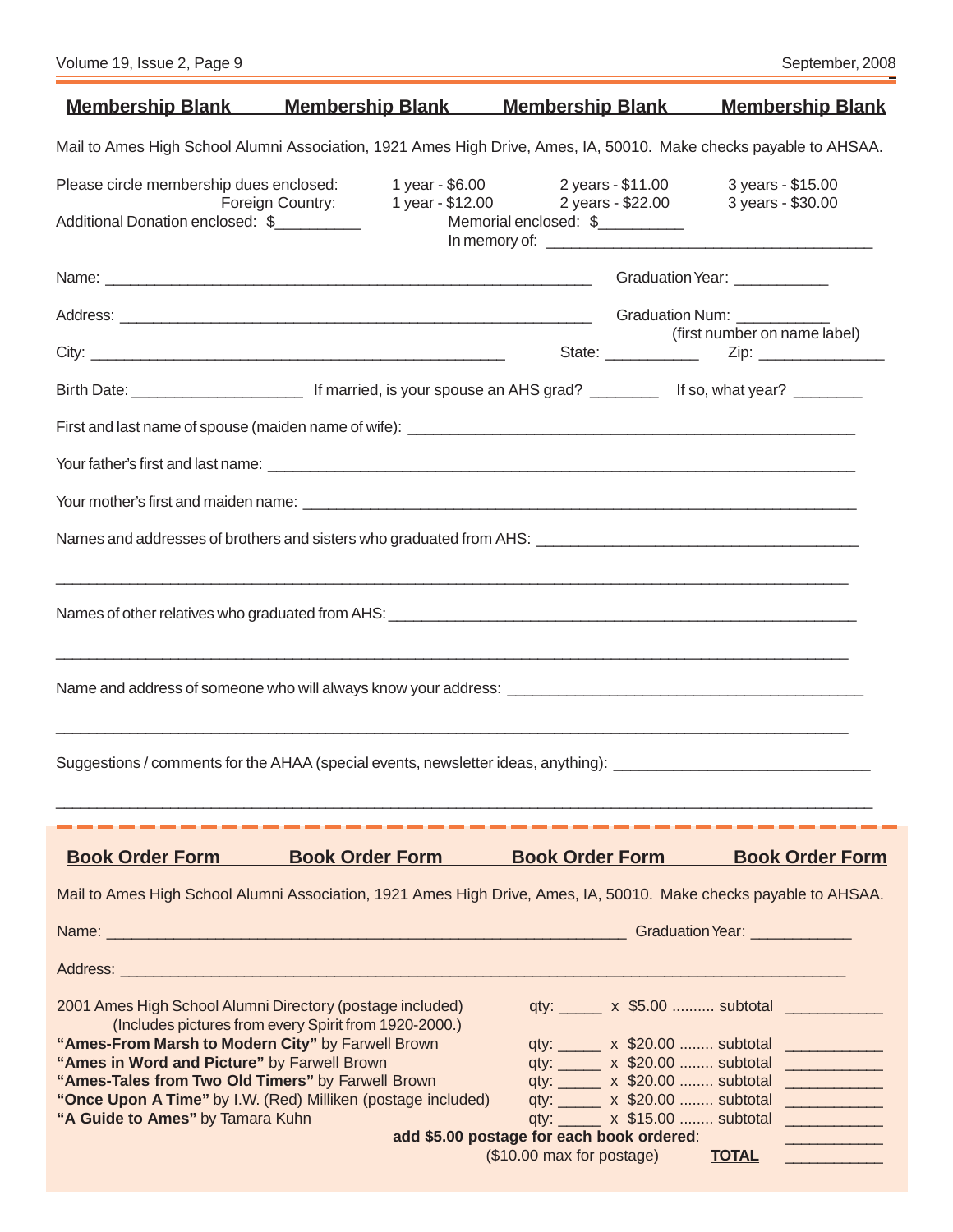## Membership Blank      Membership Blank      Membership Blank      Membership Blank

Mail to Ames High School Alumni Association, 1921 Ames High Drive, Ames, IA, 50010. Make checks payable to AHSAA.

| Please circle membership dues enclosed: | 1 year - $6.00 | 2 years - $11.00 | 3 years - $15.00 |
|---|---|---|---|
| Foreign Country: | 1 year - $12.00 | 2 years - $22.00 | 3 years - $30.00 |

Additional Donation enclosed: $__________      Memorial enclosed: $__________
In memory of: ______________________________________

Name: ____________________________________________________________ Graduation Year: ___________

Address: __________________________________________________________ Graduation Num: ___________
(first number on name label)

City: __________________________________________________ State: ___________ Zip: _______________

Birth Date: ____________________ If married, is your spouse an AHS grad? ________ If so, what year? ________

First and last name of spouse (maiden name of wife): _______________________________________________________

Your father's first and last name: ______________________________________________________________________

Your mother's first and maiden name: ___________________________________________________________________

Names and addresses of brothers and sisters who graduated from AHS: _______________________________________

_____________________________________________________________________________________________

Names of other relatives who graduated from AHS: __________________________________________________________

_____________________________________________________________________________________________

Name and address of someone who will always know your address: __________________________________________

_____________________________________________________________________________________________

Suggestions / comments for the AHAA (special events, newsletter ideas, anything): ______________________________

_____________________________________________________________________________________________

## Book Order Form      Book Order Form      Book Order Form      Book Order Form

Mail to Ames High School Alumni Association, 1921 Ames High Drive, Ames, IA, 50010. Make checks payable to AHSAA.

Name: ______________________________________________________________ Graduation Year: ____________

Address: _____________________________________________________________________________________

| Item | Quantity | Price | Subtotal |
|---|---|---|---|
| 2001 Ames High School Alumni Directory (postage included) (Includes pictures from every Spirit from 1920-2000.) | qty: _____ | x $5.00 .......... subtotal | ___________ |
| **"Ames-From Marsh to Modern City"** by Farwell Brown | qty: _____ | x $20.00 ........ subtotal | ___________ |
| **"Ames in Word and Picture"** by Farwell Brown | qty: _____ | x $20.00 ........ subtotal | ___________ |
| **"Ames-Tales from Two Old Timers"** by Farwell Brown | qty: _____ | x $20.00 ........ subtotal | ___________ |
| **"Once Upon A Time"** by I.W. (Red) Milliken (postage included) | qty: _____ | x $20.00 ........ subtotal | ___________ |
| **"A Guide to Ames"** by Tamara Kuhn | qty: _____ | x $15.00 ........ subtotal | ___________ |
| **add $5.00 postage for each book ordered**: | | | ___________ |
| ($10.00 max for postage) | | **TOTAL** | ___________ |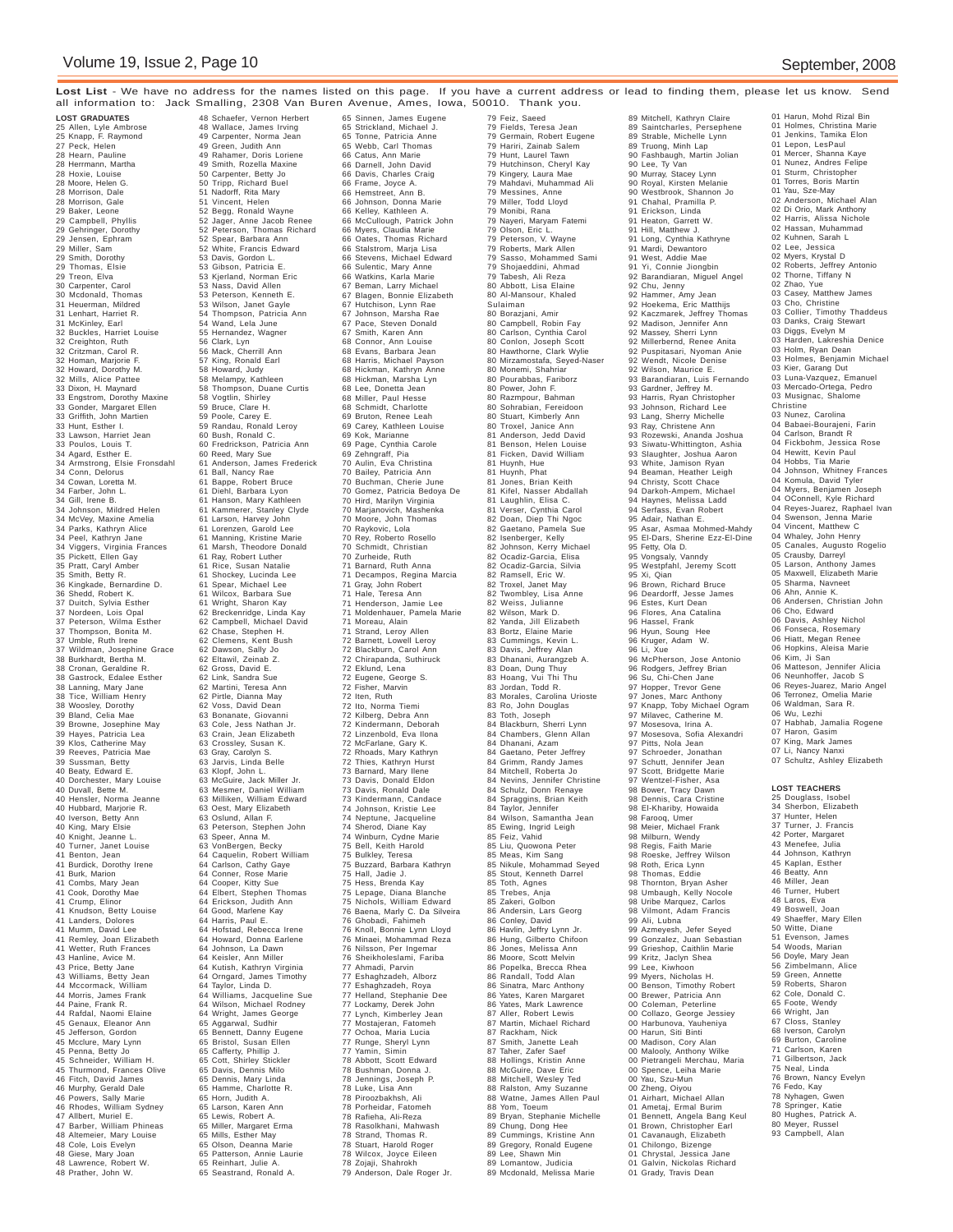**Lost List** - We have no address for the names listed on this page. If you have a current address or lead to finding them, please let us know. Send all information to: Jack Smalling, 2308 Van Buren Avenue, Ames, Iowa, 50010. Thank you.

**LOST GRADUATES**

25 Allen, Lyle Ambrose
25 Knapp, F. Raymond
27 Peck, Helen
28 Hearn, Pauline
28 Herrmann, Martha
28 Hoxie, Louise
28 Moore, Helen G.
28 Morrison, Dale
28 Morrison, Gale
29 Baker, Leone
29 Campbell, Phyllis
29 Gehringer, Dorothy
29 Jensen, Ephram
29 Miller, Sam
29 Smith, Dorothy
29 Thomas, Elsie
29 Treon, Elva
30 Carpenter, Carol
30 Mcdonald, Thomas
31 Heuerman, Mildred
31 Lenhart, Harriet R.
31 McKinley, Earl
32 Buckles, Harriet Louise
32 Creighton, Ruth
32 Critzman, Carol R.
32 Homan, Marjorie F.
32 Howard, Dorothy M.
32 Mills, Alice Pattee
33 Dixon, H. Maynard
33 Engstrom, Dorothy Maxine
33 Gonder, Margaret Ellen
33 Griffith, John Martien
33 Hunt, Esther I.
33 Lawson, Harriet Jean
33 Poulos, Louis T.
34 Agard, Esther E.
34 Armstrong, Elsie Fronsdahl
34 Conn, Delorus
34 Cowan, Loretta M.
34 Farber, John L.
34 Gill, Irene B.
34 Johnson, Mildred Helen
34 McVey, Maxine Amelia
34 Parks, Kathryn Alice
34 Peel, Kathryn Jane
34 Viggers, Virginia Frances
35 Pickett, Ellen Gay
35 Pratt, Caryl Amber
35 Smith, Betty R.
36 Kingkade, Bernardine D.
36 Shedd, Robert K.
37 Duitch, Sylvia Esther
37 Nordeen, Lois Opal
37 Peterson, Wilma Esther
37 Thompson, Bonita M.
37 Umble, Ruth Irene
37 Wildman, Josephine Grace
38 Burkhardt, Bertha M.
38 Cronan, Geraldine R.
38 Gastrock, Edalee Esther
38 Lanning, Mary Jane
38 Tice, William Henry
38 Woosley, Dorothy
39 Bland, Celia Mae
39 Browne, Josephine May
39 Hayes, Patricia Lea
39 Klos, Catherine May
39 Reeves, Patricia Mae
39 Sussman, Betty
40 Beaty, Edward E.
40 Dorchester, Mary Louise
40 Duvall, Bette M.
40 Hensler, Norma Jeanne
40 Hubbard, Marjorie R.
40 Iverson, Betty Ann
40 King, Mary Elsie
40 Knight, Jeanne L.
40 Turner, Janet Louise
41 Benton, Jean
41 Burdick, Dorothy Irene
41 Burk, Marion
41 Combs, Mary Jean
41 Cook, Dorothy Mae
41 Crump, Elinor
41 Knudson, Betty Louise
41 Landers, Dolores
41 Mumm, David Lee
41 Remley, Joan Elizabeth
41 Wetter, Ruth Frances
43 Hanline, Avice M.
43 Price, Betty Jane
43 Williams, Betty Jean
44 Mccormack, William
44 Morris, James Frank
44 Paine, Frank R.
44 Rafdal, Naomi Elaine
45 Genaux, Eleanor Ann
45 Jefferson, Gordon
45 Mcclure, Mary Lynn
45 Penna, Betty Jo
45 Schneider, William H.
45 Thurmond, Frances Olive
46 Fitch, David James
46 Murphy, Gerald Dale
46 Powers, Sally Marie
46 Rhodes, William Sydney
47 Allbert, Muriel E.
47 Barber, William Phineas
48 Altemeier, Mary Louise
48 Cole, Lois Evelyn
48 Giese, Mary Joan
48 Lawrence, Robert W.
48 Prather, John W.
48 Schaefer, Vernon Herbert
48 Wallace, James Irving
49 Carpenter, Norma Jean
49 Green, Judith Ann
49 Rahamer, Doris Loriene
49 Smith, Rozella Maxine
50 Carpenter, Betty Jo
50 Tripp, Richard Buel
51 Nadorff, Rita Mary
51 Vincent, Helen
52 Begg, Ronald Wayne
52 Jager, Anne Jacob Renee
52 Peterson, Thomas Richard
52 Spear, Barbara Ann
52 White, Francis Edward
53 Davis, Gordon L.
53 Gibson, Patricia E.
53 Kjerland, Norman Eric
53 Nass, David Allen
53 Peterson, Kenneth E.
53 Wilson, Janet Gayle
54 Thompson, Patricia Ann
54 Wand, Lela June
55 Hernandez, Wagner
56 Clark, Lyn
56 Mack, Cherrill Ann
57 King, Ronald Earl
58 Howard, Judy
58 Melampy, Kathleen
58 Thompson, Duane Curtis
58 Vogtlin, Shirley
59 Bruce, Clare H.
59 Poole, Carey E.
59 Randau, Ronald Leroy
60 Bush, Ronald C.
60 Fredrickson, Patricia Ann
60 Reed, Mary Sue
61 Anderson, James Frederick
61 Ball, Nancy Rae
61 Bappe, Robert Bruce
61 Diehl, Barbara Lyon
61 Hanson, Mary Kathleen
61 Kammerer, Stanley Clyde
61 Larson, Harvey John
61 Lorenzen, Garold Lee
61 Manning, Kristine Marie
61 Marsh, Theodore Donald
61 Ray, Robert Luther
61 Rice, Susan Natalie
61 Shockey, Lucinda Lee
61 Spear, Michael Lee
61 Wilcox, Barbara Sue
61 Wright, Sharon Kay
62 Breckenridge, Linda Kay
62 Campbell, Michael David
62 Chase, Stephen H.
62 Clemens, Kent Bush
62 Dawson, Sally Jo
62 Eltawil, Zeinab Z.
62 Gross, David E.
62 Link, Sandra Sue
62 Martini, Teresa Ann
62 Pirtle, Dianna May
62 Voss, David Dean
63 Bonanate, Giovanni
63 Cole, Jess Nathan Jr.
63 Crain, Jean Elizabeth
63 Crossley, Susan K.
63 Gray, Carolyn S.
63 Jarvis, Linda Belle
63 Klopf, John L.
63 McGuire, Jack Miller Jr.
63 Mesmer, Daniel William
63 Milliken, William Edward
63 Oest, Mary Elizabeth
63 Oslund, Allan F.
63 Peterson, Stephen John
63 Speer, Anna M.
63 VonBergen, Becky
64 Caquelin, Robert William
64 Carlson, Cathy Gaye
64 Conner, Rose Marie
64 Cooper, Kitty Sue
64 Elbert, Stephen Thomas
64 Erickson, Judith Ann
64 Good, Marlene Kay
64 Harris, Paul E.
64 Hofstad, Rebecca Irene
64 Howard, Donna Earlene
64 Johnson, La Dawn
64 Keisler, Ann Miller
64 Kutish, Kathryn Virginia
64 Orngard, James Timothy
64 Taylor, Linda D.
64 Williams, Jacqueline Sue
64 Wilson, Michael Rodney
64 Wright, James George
65 Aggarwal, Sudhir
65 Bennett, Danny Eugene
65 Bristol, Susan Ellen
65 Cafferty, Phillip J.
65 Cott, Shirley Stickler
65 Davis, Dennis Milo
65 Dennis, Mary Linda
65 Hamme, Charlotte R.
65 Horn, Judith A.
65 Larson, Karen Ann
65 Lewis, Robert A.
65 Miller, Margaret Erma
65 Mills, Esther May
65 Olson, Deanna Marie
65 Patterson, Annie Laurie
65 Reinhart, Julie A.
65 Seastrand, Ronald A.
65 Sinnen, James Eugene
65 Strickland, Michael J.
65 Tonne, Patricia Anne
65 Webb, Carl Thomas
66 Catus, Ann Marie
66 Darnell, John David
66 Davis, Charles Craig
66 Frame, Joyce A.
66 Hemstreet, Ann B.
66 Johnson, Donna Marie
66 Kelley, Kathleen A.
66 McCullough, Patrick John
66 Myers, Claudia Marie
66 Oates, Thomas Richard
66 Stalstrom, Marja Lisa
66 Stevens, Michael Edward
66 Sulentic, Mary Anne
66 Watkins, Karla Marie
67 Beman, Larry Michael
67 Blagen, Bonnie Elizabeth
67 Hutchison, Lynn Rae
67 Johnson, Marsha Rae
67 Pace, Steven Donald
67 Smith, Karen Ann
68 Connor, Ann Louise
68 Evans, Barbara Jean
68 Harris, Michael Payson
68 Hickman, Kathryn Anne
68 Hickman, Marsha Lyn
68 Lee, Donetta Jean
68 Miller, Paul Hesse
68 Schmidt, Charlotte
69 Bruton, Renee Leah
69 Carey, Kathleen Louise
69 Kok, Marianne
69 Page, Cynthia Carole
69 Zehngraff, Pia
70 Aulin, Eva Christina
70 Bailey, Patricia Ann
70 Buchman, Cherie June
70 Gomez, Patricia Bedoya De
70 Hird, Marilyn Virginia
70 Marjanovich, Mashenka
70 Moore, John Thomas
70 Raykovic, Lola
70 Rey, Roberto Rosello
70 Schmidt, Christian
70 Zurheide, Ruth
71 Barnard, Ruth Anna
71 Decampos, Regina Marcia
71 Gray, John Robert
71 Hale, Teresa Ann
71 Henderson, Jamie Lee
71 Moldenhauer, Pamela Marie
71 Moreau, Alain
71 Strand, Leroy Allen
72 Barnett, Lowell Leroy
72 Blackburn, Carol Ann
72 Chirapanda, Suthiruck
72 Eklund, Lena
72 Eugene, George S.
72 Fisher, Marvin
72 Iten, Ruth
72 Ito, Norma Tiemi
72 Kilberg, Debra Ann
72 Kinderman, Deborah
72 Linzenbold, Eva Ilona
72 McFarlane, Gary K.
72 Rhoads, Mary Kathryn
72 Thies, Kathryn Hurst
73 Barnard, Mary Ilene
73 Davis, Donald Eldon
73 Davis, Ronald Dale
73 Kindermann, Candace
74 Johnson, Kristie Lee
74 Neptune, Jacqueline
74 Sherod, Diane Kay
74 Winburn, Cydne Marie
75 Bell, Keith Harold
75 Bulkley, Teresa
75 Buzzard, Barbara Kathryn
75 Hall, Jadie J.
75 Hess, Brenda Kay
75 Lepage, Diana Blanche
75 Nichols, William Edward
76 Baena, Marly C. Da Silveira
76 Ghobadi, Fahimeh
76 Knoll, Bonnie Lynn Lloyd
76 Minaei, Mohammad Reza
76 Nilsson, Per Ingemar
76 Sheikholeslami, Fariba
77 Ahmadi, Parvin
77 Eshaghzadeh, Alborz
77 Eshaghzadeh, Roya
77 Helland, Stephanie Dee
77 Lockamy, Derek John
77 Lynch, Kimberley Jean
77 Mostajeran, Fatomeh
77 Ochoa, Maria Lucia
77 Runge, Sheryl Lynn
77 Yamin, Simin
78 Abbott, Scott Edward
78 Bushman, Donna J.
78 Jennings, Joseph P.
78 Luke, Lisa Ann
78 Piroozbakhsh, Ali
78 Porheidar, Fatomeh
78 Rafieha, Ali-Reza
78 Rasolkhani, Mahwash
78 Strand, Thomas R.
78 Stuart, Harold Roger
78 Wilcox, Joyce Eileen
78 Zojaji, Shahrokh
79 Anderson, Dale Roger Jr.
79 Feiz, Saeed
79 Fields, Teresa Jean
79 Germain, Robert Eugene
79 Hariri, Zainab Salem
79 Hunt, Laurel Tawn
79 Hutchinson, Cheryl Kay
79 Kingery, Laura Mae
79 Mahdavi, Muhammad Ali
79 Messines, Anne
79 Miller, Todd Lloyd
79 Monibi, Rana
79 Nayeri, Maryam Fatemi
79 Olson, Eric L.
79 Peterson, V. Wayne
79 Roberts, Mark Allen
79 Sasso, Mohammed Sami
79 Shojaeddini, Ahmad
79 Tabesh, Ali Reza
80 Abbott, Lisa Elaine
80 Al-Mansour, Khaled Sulaiman
80 Borazjani, Amir
80 Campbell, Robin Fay
80 Carlson, Cynthia Carol
80 Conlon, Joseph Scott
80 Hawthorne, Clark Wylie
80 Mirzamostafa, Seyed-Naser
80 Monemi, Shahriar
80 Pourabbas, Fariborz
80 Power, John F.
80 Razmpour, Bahman
80 Sohrabian, Fereidoon
80 Stuart, Kimberly Ann
80 Troxel, Janice Ann
81 Anderson, Jedd David
81 Benson, Helen Louise
81 Ficken, David William
81 Huynh, Hue
81 Huynh, Phat
81 Jones, Brian Keith
81 Kifel, Nasser Abdallah
81 Laughlin, Elisa C.
81 Verser, Cynthia Carol
82 Doan, Diep Thi Ngoc
82 Gaetano, Pamela Sue
82 Isenberger, Kelly
82 Johnson, Kerry Michael
82 Ocadiz-Garcia, Elisa
82 Ocadiz-Garcia, Silvia
82 Ramsell, Eric W.
82 Troxel, Janet May
82 Twombley, Lisa Anne
82 Weiss, Julianne
82 Wilson, Mark D.
82 Yanda, Jill Elizabeth
83 Bortz, Elaine Marie
83 Cummings, Kevin L.
83 Davis, Jeffrey Alan
83 Dhanani, Aurangzeb A.
83 Doan, Dung Thuy
83 Hoang, Vui Thi Thu
83 Jordan, Todd R.
83 Morales, Carolina Urioste
83 Ro, John Douglas
83 Toth, Joseph
84 Blackburn, Sherri Lynn
84 Chambers, Glenn Allan
84 Dhanani, Azam
84 Gaetano, Peter Jeffrey
84 Grimm, Randy James
84 Mitchell, Roberta Jo
84 Nevins, Jennifer Christine
84 Schulz, Donn Renaye
84 Spraggins, Brian Keith
84 Taylor, Jennifer
84 Wilson, Samantha Jean
85 Ewing, Ingrid Leigh
85 Feiz, Vahid
85 Liu, Quowona Peter
85 Meas, Kim Sang
85 Nikule, Mohammad Seyed
85 Stout, Kenneth Darrel
85 Toth, Agnes
85 Trebes, Anja
85 Zakeri, Golbon
86 Andersin, Lars Georg
86 Conley, David
86 Havlin, Jeffry Lynn Jr.
86 Hung, Gilberto Chifoon
86 Jones, Melissa Ann
86 Moore, Scott Melvin
86 Popelka, Brecca Rhea
86 Randall, Todd Alan
86 Sinatra, Marc Anthony
86 Yates, Karen Margaret
86 Yates, Mark Lawrence
87 Aller, Robert Lewis
87 Martin, Michael Richard
87 Rackham, Nick
87 Smith, Janette Leah
87 Taher, Zafer Saef
88 Hollings, Kristin Anne
88 McGuire, Dave Eric
88 Mitchell, Wesley Ted
88 Ralston, Amy Suzanne
88 Watne, James Allen Paul
88 Yom, Toeum
89 Bryan, Stephanie Michelle
89 Chung, Dong Hee
89 Cummings, Kristine Ann
89 Gregory, Ronald Eugene
89 Lee, Shawn Min
89 Lomantow, Judicia
89 Mcdonald, Melissa Marie
89 Mitchell, Kathryn Claire
89 Saintcharles, Persephene
89 Strable, Michelle Lynn
89 Truong, Minh Lap
90 Fashbaugh, Martin Jolian
90 Lee, Ty Van
90 Murray, Stacey Lynn
90 Royal, Kirsten Melanie
90 Westbrook, Shannon Jo
91 Chahal, Pramilla P.
91 Erickson, Linda
91 Heaton, Garrett W.
91 Hill, Matthew J.
91 Long, Cynthia Kathryne
91 Mardi, Dewantoro
91 West, Addie Mae
91 Yi, Connie Jiongbin
92 Barandiaran, Miguel Angel
92 Chu, Jenny
92 Hammer, Amy Jean
92 Hoekema, Eric Matthijs
92 Kaczmarek, Jeffrey Thomas
92 Madison, Jennifer Ann
92 Massey, Sherri Lynn
92 Millerbernd, Renee Anita
92 Puspitasari, Nyoman Anie
92 Wendt, Nicole Denise
92 Wilson, Maurice E.
93 Barandiaran, Luis Fernando
93 Gardner, Jeffrey M.
93 Harris, Ryan Christopher
93 Johnson, Richard Lee
93 Lang, Sherry Michelle
93 Ray, Christene Ann
93 Rozewski, Ananda Joshua
93 Siwatu-Whittington, Ashia
93 Slaughter, Joshua Aaron
93 White, Jamison Ryan
94 Beaman, Heather Leigh
94 Christy, Scott Chace
94 Darkoh-Ampem, Michael
94 Haynes, Melissa Ladd
94 Serfass, Evan Robert
95 Adair, Nathan E.
95 Asar, Asmaa Mohmed-Mahdy
95 El-Dars, Sherine Ezz-El-Dine
95 Fetty, Ola D.
95 Vongsaly, Vanndy
95 Westpfahl, Jeremy Scott
95 Xi, Qian
96 Brown, Richard Bruce
96 Deardorff, Jesse James
96 Estes, Kurt Dean
96 Flores, Ana Catalina
96 Hassel, Frank
96 Hyun, Soung Hee
96 Kruger, Adam W.
96 Li, Xue
96 McPherson, Jose Antonio
96 Rodgers, Jeffrey Brian
96 Su, Chi-Chen Jane
97 Hopper, Trevor Gene
97 Jones, Marc Anthony
97 Knapp, Toby Michael Ogram
97 Milavec, Catherine M.
97 Mosesova, Irina A.
97 Mosesova, Sofia Alexandri
97 Pitts, Nola Jean
97 Schroeder, Jonathan
97 Schutt, Jennifer Jean
97 Scott, Bridgette Marie
97 Wentzel-Fisher, Asa
98 Bower, Tracy Dawn
98 Dennis, Cara Cristine
98 El-Khariby, Howaida
98 Farooq, Umer
98 Meier, Michael Frank
98 Milburn, Wendy
98 Regis, Faith Marie
98 Roeske, Jeffrey Wilson
98 Roth, Erica Lynn
98 Thomas, Eddie
98 Thornton, Bryan Asher
98 Umbaugh, Kelly Nocole
98 Uribe Marquez, Carlos
98 Vilmont, Adam Francis
99 Ali, Lubna
99 Azmeyesh, Jefer Seyed
99 Gonzalez, Juan Sebastian
99 Grieshop, Caithlin Marie
99 Kritz, Jaclyn Shea
99 Lee, Kiwhoon
99 Myers, Nicholas H.
00 Benson, Timothy Robert
00 Brewer, Patricia Ann
00 Coleman, Peterline
00 Collazo, George Jessiey
00 Harbunova, Yauheniya
00 Harun, Siti Binti
00 Madison, Cory Alan
00 Malooly, Anthony Wilke
00 Pietrangeli Merchau, Maria
00 Spence, Leiha Marie
00 Yau, Szu-Mun
00 Zheng, Oiyou
01 Airhart, Michael Allan
01 Ametaj, Ermal Burim
01 Bennett, Angela Bang Keul
01 Brown, Christopher Earl
01 Cavanaugh, Elizabeth
01 Chilongo, Bizenge
01 Chrystal, Jessica Jane
01 Galvin, Nickolas Richard
01 Grady, Travis Dean
01 Harun, Mohd Rizal Bin
01 Holmes, Christina Marie
01 Jenkins, Tamika Elon
01 Lepon, LesPaul
01 Mercer, Shanna Kaye
01 Nunez, Andres Felipe
01 Sturm, Christopher
01 Torres, Boris Martin
01 Yau, Sze-May
02 Anderson, Michael Alan
02 Di Orio, Mark Anthony
02 Harris, Alissa Nichole
02 Hassan, Muhammad
02 Kuhnen, Sarah L
02 Lee, Jessica
02 Myers, Krystal D
02 Roberts, Jeffrey Antonio
02 Thorne, Tiffany N
02 Zhao, Yue
03 Casey, Matthew James
03 Cho, Christine
03 Collier, Timothy Thaddeus
03 Danks, Craig Stewart
03 Diggs, Evelyn M
03 Harden, Lakreshia Denice
03 Holm, Ryan Dean
03 Holmes, Benjamin Michael
03 Kier, Garang Dut
03 Luna-Vazquez, Emanuel
03 Mercado-Ortega, Pedro
03 Musignac, Shalome Christine
03 Nunez, Carolina
04 Babaei-Bourajeni, Farin
04 Carlson, Brandt R
04 Fickbohm, Jessica Rose
04 Hewitt, Kevin Paul
04 Hobbs, Tia Marie
04 Johnson, Whitney Frances
04 Komula, David Tyler
04 Myers, Benjamen Joseph
04 OConnell, Kyle Richard
04 Reyes-Juarez, Raphael Ivan
04 Swenson, Jenna Marie
04 Vincent, Matthew C
04 Whaley, John Henry
05 Canales, Augusto Rogelio
05 Crausby, Darreyl
05 Larson, Anthony James
05 Maxwell, Elizabeth Marie
05 Sharma, Navneet
06 Ahn, Annie K.
06 Andersen, Christian John
06 Cho, Edward
06 Davis, Ashley Nichol
06 Fonseca, Rosemary
06 Hiatt, Megan Renee
06 Hopkins, Aleisa Marie
06 Kim, Ji San
06 Matteson, Jennifer Alicia
06 Neunhoffer, Jacob S
06 Reyes-Juarez, Mario Angel
06 Terronez, Omelia Marie
06 Waldman, Sara R.
06 Wu, Lezhi
07 Habhab, Jamalia Rogene
07 Haron, Gasim
07 King, Mark James
07 Li, Nancy Nanxi
07 Schultz, Ashley Elizabeth

**LOST TEACHERS**

25 Douglass, Isobel
34 Sherbon, Elizabeth
37 Hunter, Helen
37 Turner, J. Francis
42 Porter, Margaret
43 Menefee, Julia
44 Johnson, Kathryn
45 Kaplan, Esther
46 Beatty, Ann
46 Miller, Jean
46 Turner, Hubert
48 Laros, Eva
49 Boswell, Joan
49 Shaeffer, Mary Ellen
50 Witte, Diane
51 Evenson, James
54 Woods, Marian
56 Doyle, Mary Jean
56 Zimbelmann, Alice
59 Green, Annette
59 Roberts, Sharon
62 Cole, Donald C.
65 Foote, Wendy
66 Wright, Jan
67 Closs, Stanley
68 Iverson, Carolyn
69 Burton, Caroline
71 Carlson, Karen
71 Gilbertson, Jack
75 Neal, Linda
76 Brown, Nancy Evelyn
76 Fedo, Kay
78 Nyhagen, Gwen
78 Springer, Katie
80 Hughes, Patrick A.
80 Meyer, Russel
93 Campbell, Alan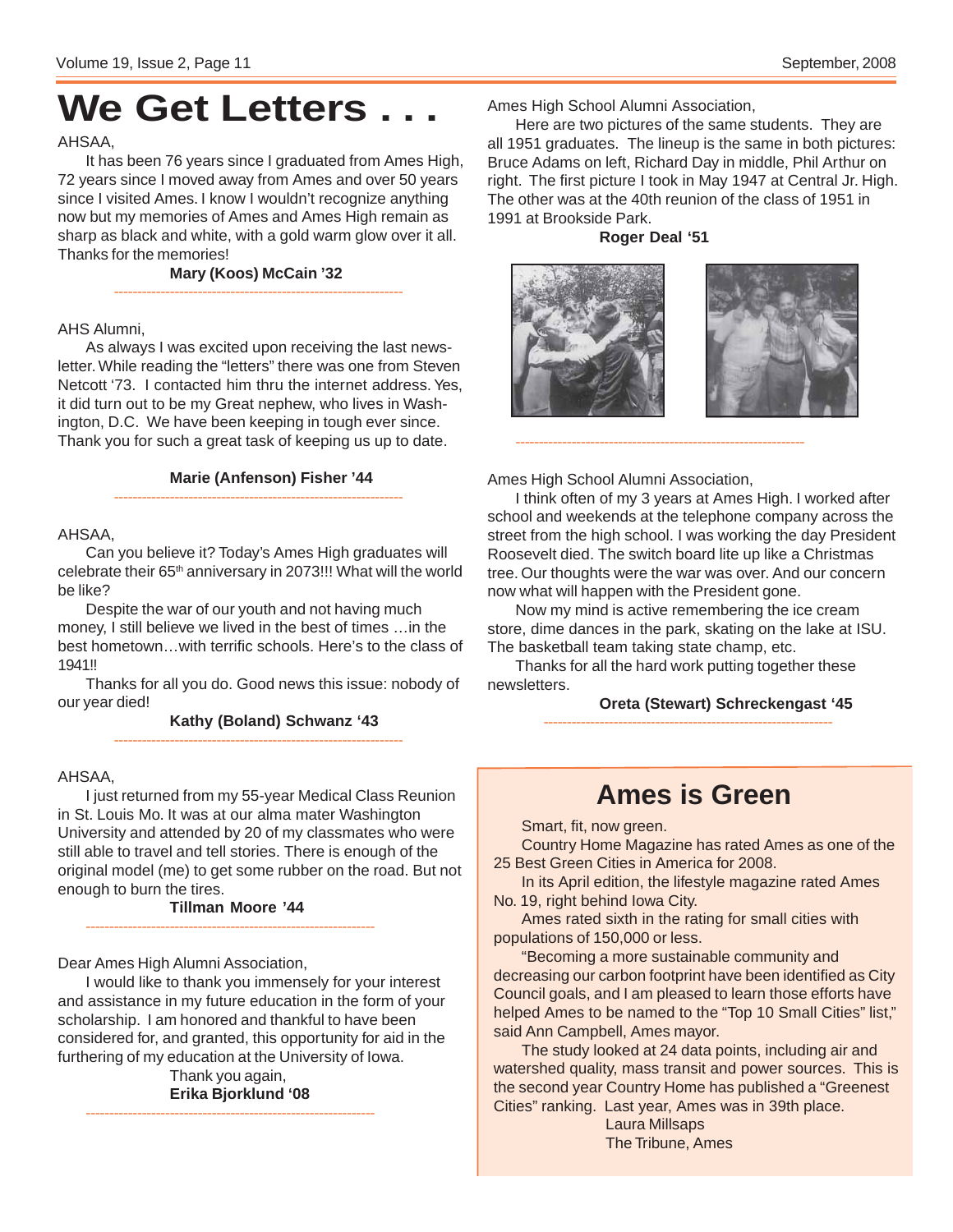# We Get Letters . . .

AHSAA,

It has been 76 years since I graduated from Ames High, 72 years since I moved away from Ames and over 50 years since I visited Ames. I know I wouldn't recognize anything now but my memories of Ames and Ames High remain as sharp as black and white, with a gold warm glow over it all. Thanks for the memories!

**Mary (Koos) McCain '32**

---

AHS Alumni,

As always I was excited upon receiving the last newsletter. While reading the "letters" there was one from Steven Netcott '73. I contacted him thru the internet address. Yes, it did turn out to be my Great nephew, who lives in Washington, D.C. We have been keeping in tough ever since. Thank you for such a great task of keeping us up to date.

**Marie (Anfenson) Fisher '44**

---

AHSAA,

Can you believe it? Today's Ames High graduates will celebrate their 65th anniversary in 2073!!! What will the world be like?

Despite the war of our youth and not having much money, I still believe we lived in the best of times …in the best hometown…with terrific schools. Here's to the class of 1941!!

Thanks for all you do. Good news this issue: nobody of our year died!

**Kathy (Boland) Schwanz '43**

---

AHSAA,

I just returned from my 55-year Medical Class Reunion in St. Louis Mo. It was at our alma mater Washington University and attended by 20 of my classmates who were still able to travel and tell stories. There is enough of the original model (me) to get some rubber on the road. But not enough to burn the tires.

**Tillman Moore '44**

---

Dear Ames High Alumni Association,

I would like to thank you immensely for your interest and assistance in my future education in the form of your scholarship. I am honored and thankful to have been considered for, and granted, this opportunity for aid in the furthering of my education at the University of Iowa.

Thank you again,
**Erika Bjorklund '08**

---

Ames High School Alumni Association,

Here are two pictures of the same students. They are all 1951 graduates. The lineup is the same in both pictures: Bruce Adams on left, Richard Day in middle, Phil Arthur on right. The first picture I took in May 1947 at Central Jr. High. The other was at the 40th reunion of the class of 1951 in 1991 at Brookside Park.

**Roger Deal '51**

---

Ames High School Alumni Association,

I think often of my 3 years at Ames High. I worked after school and weekends at the telephone company across the street from the high school. I was working the day President Roosevelt died. The switch board lite up like a Christmas tree. Our thoughts were the war was over. And our concern now what will happen with the President gone.

Now my mind is active remembering the ice cream store, dime dances in the park, skating on the lake at ISU. The basketball team taking state champ, etc.

Thanks for all the hard work putting together these newsletters.

**Oreta (Stewart) Schreckengast '45**

---

## Ames is Green

Smart, fit, now green.

Country Home Magazine has rated Ames as one of the 25 Best Green Cities in America for 2008.

In its April edition, the lifestyle magazine rated Ames No. 19, right behind Iowa City.

Ames rated sixth in the rating for small cities with populations of 150,000 or less.

"Becoming a more sustainable community and decreasing our carbon footprint have been identified as City Council goals, and I am pleased to learn those efforts have helped Ames to be named to the "Top 10 Small Cities" list," said Ann Campbell, Ames mayor.

The study looked at 24 data points, including air and watershed quality, mass transit and power sources. This is the second year Country Home has published a "Greenest Cities" ranking. Last year, Ames was in 39th place.

Laura Millsaps
The Tribune, Ames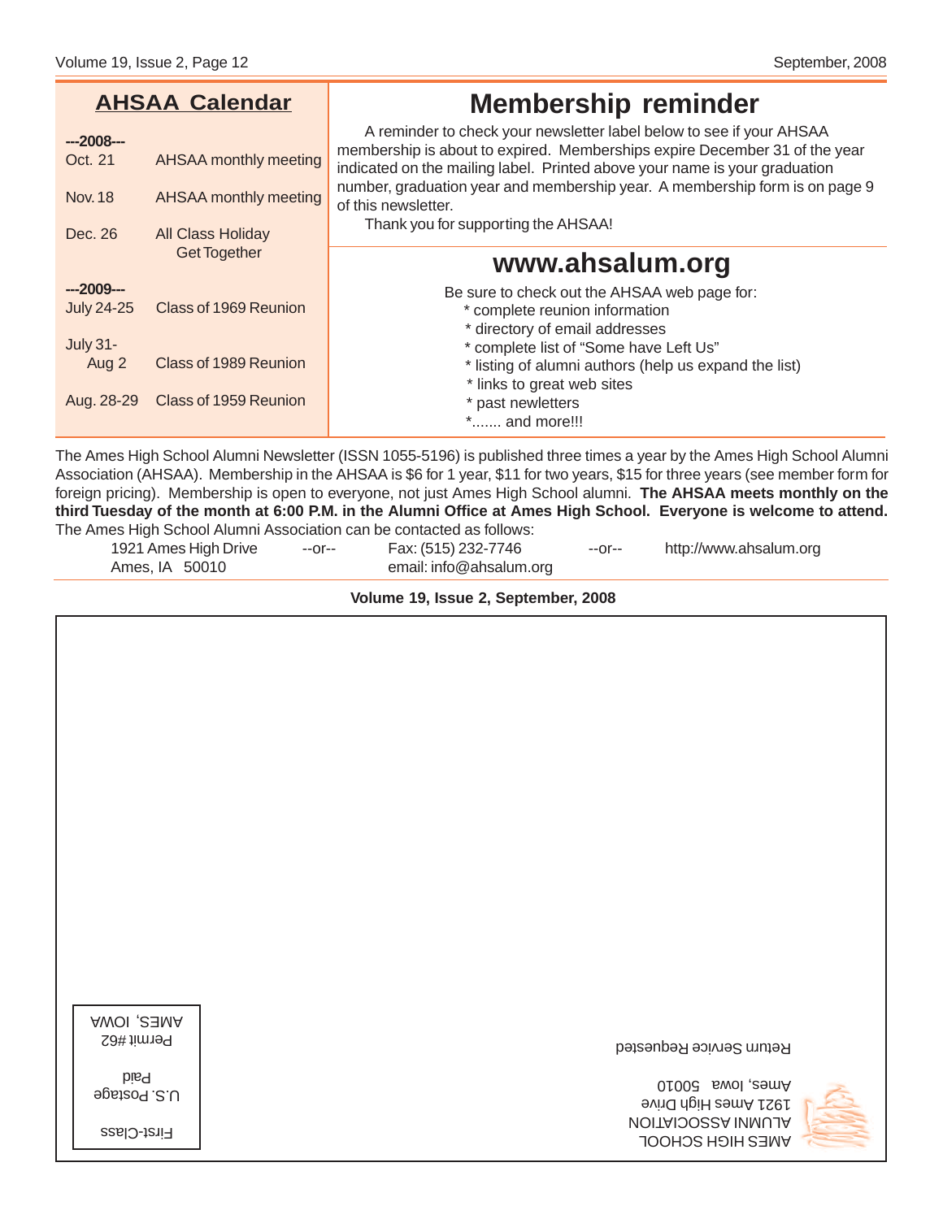## AHSAA Calendar

**---2008---**

| | |
|---|---|
| Oct. 21 | AHSAA monthly meeting |
| Nov. 18 | AHSAA monthly meeting |
| Dec. 26 | All Class Holiday Get Together |

**---2009---**

| | |
|---|---|
| July 24-25 | Class of 1969 Reunion |
| July 31-Aug 2 | Class of 1989 Reunion |
| Aug. 28-29 | Class of 1959 Reunion |

## Membership reminder

A reminder to check your newsletter label below to see if your AHSAA membership is about to expired. Memberships expire December 31 of the year indicated on the mailing label. Printed above your name is your graduation number, graduation year and membership year. A membership form is on page 9 of this newsletter.

Thank you for supporting the AHSAA!

## www.ahsalum.org

Be sure to check out the AHSAA web page for:

* complete reunion information
* directory of email addresses
* complete list of "Some have Left Us"
* listing of alumni authors (help us expand the list)
* links to great web sites
* past newletters
*....... and more!!!

The Ames High School Alumni Newsletter (ISSN 1055-5196) is published three times a year by the Ames High School Alumni Association (AHSAA). Membership in the AHSAA is $6 for 1 year, $11 for two years, $15 for three years (see member form for foreign pricing). Membership is open to everyone, not just Ames High School alumni. **The AHSAA meets monthly on the third Tuesday of the month at 6:00 P.M. in the Alumni Office at Ames High School. Everyone is welcome to attend.** The Ames High School Alumni Association can be contacted as follows:

1921 Ames High Drive
Ames, IA 50010

--or--

Fax: (515) 232-7746
email: info@ahsalum.org

--or--

http://www.ahsalum.org

**Volume 19, Issue 2, September, 2008**

AMES HIGH SCHOOL
ALUMNI ASSOCIATION
1921 Ames High Drive
Ames, Iowa 50010

Return Service Requested

First-Class
U.S. Postage
Paid
Permit #62
AMES, IOWA